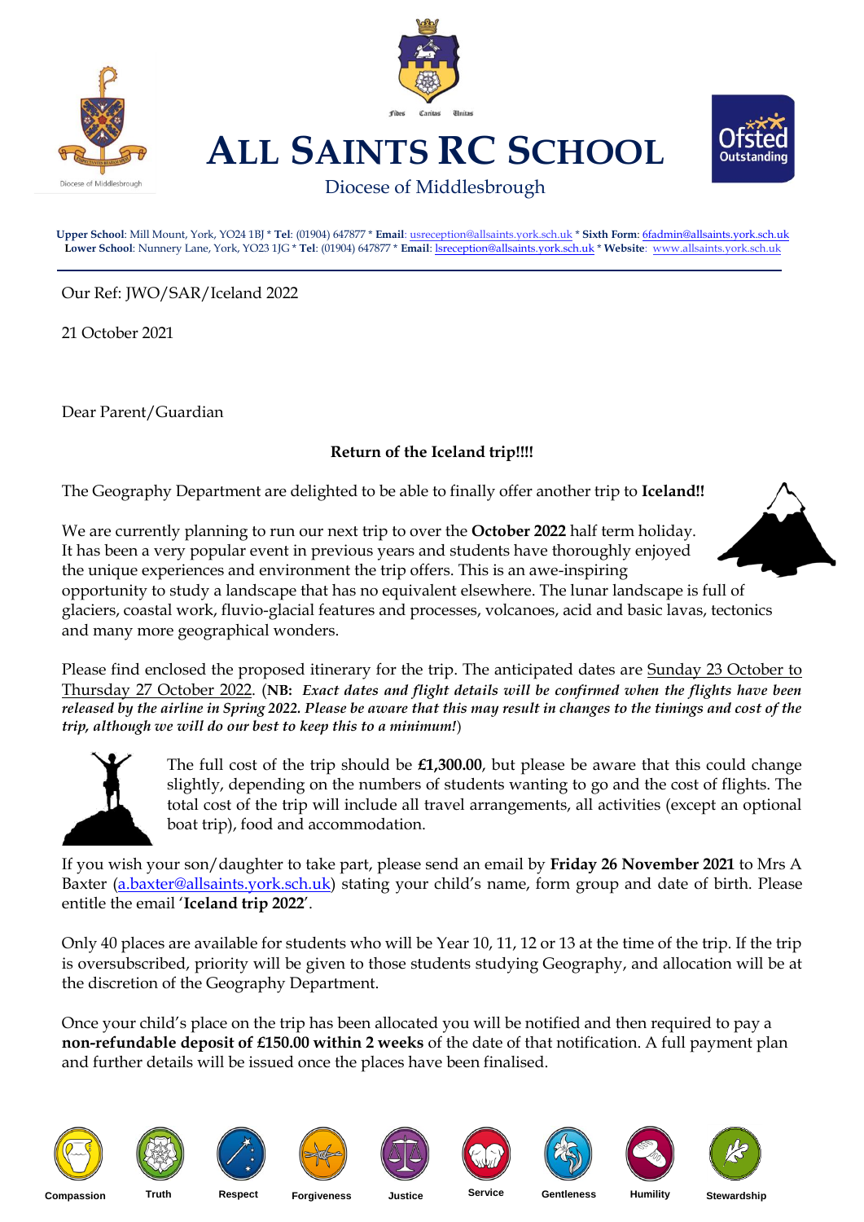# ALL SAINTS RC SCHOOL

Diocese of Middlesbrough

**Upper School**: Mill Mount, York, YO24 1BJ * **Tel**: (01904) 647877 * **Email**: usreception@allsaints.york.sch.uk * **Sixth Form**: 6fadmin@allsaints.york.sch.uk
**Lower School**: Nunnery Lane, York, YO23 1JG * **Tel**: (01904) 647877 * **Email**: lsreception@allsaints.york.sch.uk * **Website**: www.allsaints.york.sch.uk

Our Ref: JWO/SAR/Iceland 2022

21 October 2021

Dear Parent/Guardian

**Return of the Iceland trip!!!!**

The Geography Department are delighted to be able to finally offer another trip to **Iceland!!**

We are currently planning to run our next trip to over the **October 2022** half term holiday. It has been a very popular event in previous years and students have thoroughly enjoyed the unique experiences and environment the trip offers. This is an awe-inspiring opportunity to study a landscape that has no equivalent elsewhere. The lunar landscape is full of glaciers, coastal work, fluvio-glacial features and processes, volcanoes, acid and basic lavas, tectonics and many more geographical wonders.

Please find enclosed the proposed itinerary for the trip. The anticipated dates are Sunday 23 October to Thursday 27 October 2022. (**NB:** ***Exact dates and flight details will be confirmed when the flights have been released by the airline in Spring 2022. Please be aware that this may result in changes to the timings and cost of the trip, although we will do our best to keep this to a minimum!***)

The full cost of the trip should be **£1,300.00**, but please be aware that this could change slightly, depending on the numbers of students wanting to go and the cost of flights. The total cost of the trip will include all travel arrangements, all activities (except an optional boat trip), food and accommodation.

If you wish your son/daughter to take part, please send an email by **Friday 26 November 2021** to Mrs A Baxter (a.baxter@allsaints.york.sch.uk) stating your child's name, form group and date of birth. Please entitle the email '**Iceland trip 2022**'.

Only 40 places are available for students who will be Year 10, 11, 12 or 13 at the time of the trip. If the trip is oversubscribed, priority will be given to those students studying Geography, and allocation will be at the discretion of the Geography Department.

Once your child's place on the trip has been allocated you will be notified and then required to pay a **non-refundable deposit of £150.00 within 2 weeks** of the date of that notification. A full payment plan and further details will be issued once the places have been finalised.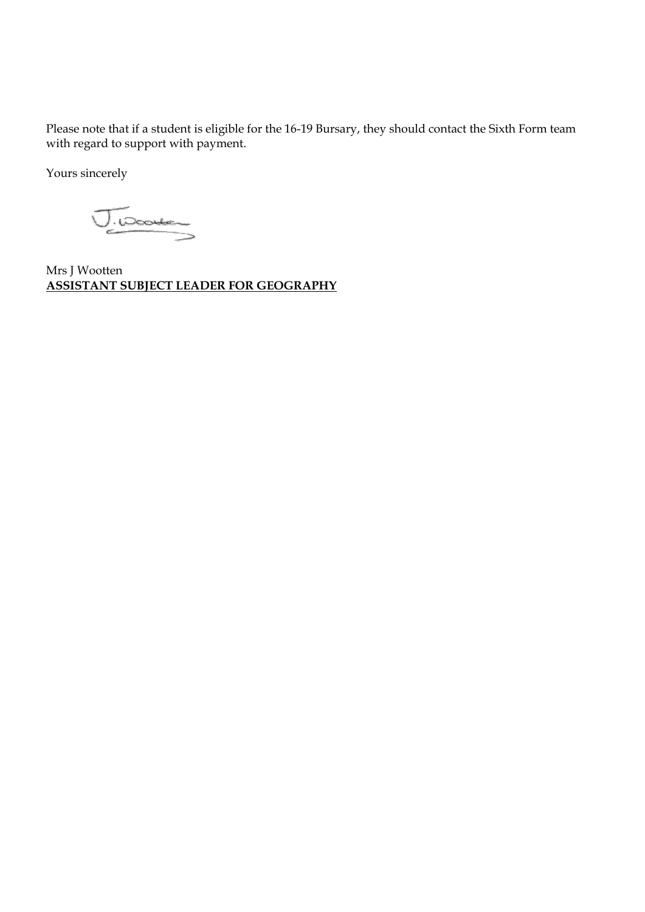Please note that if a student is eligible for the 16-19 Bursary, they should contact the Sixth Form team with regard to support with payment.

Yours sincerely

Mrs J Wootten
**ASSISTANT SUBJECT LEADER FOR GEOGRAPHY**